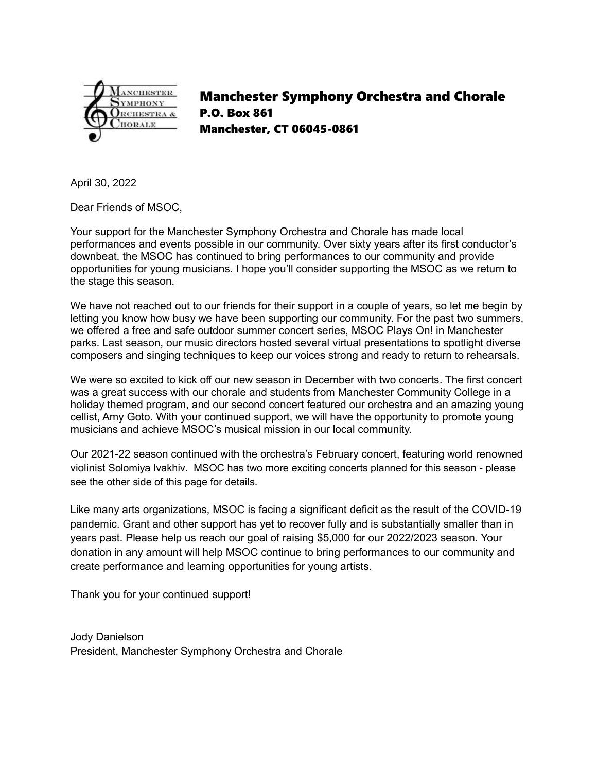# Manchester Symphony Orchestra and Chorale

**P.O. Box 861**
**Manchester, CT 06045-0861**

April 30, 2022

Dear Friends of MSOC,

Your support for the Manchester Symphony Orchestra and Chorale has made local performances and events possible in our community. Over sixty years after its first conductor's downbeat, the MSOC has continued to bring performances to our community and provide opportunities for young musicians. I hope you'll consider supporting the MSOC as we return to the stage this season.

We have not reached out to our friends for their support in a couple of years, so let me begin by letting you know how busy we have been supporting our community. For the past two summers, we offered a free and safe outdoor summer concert series, MSOC Plays On! in Manchester parks. Last season, our music directors hosted several virtual presentations to spotlight diverse composers and singing techniques to keep our voices strong and ready to return to rehearsals.

We were so excited to kick off our new season in December with two concerts. The first concert was a great success with our chorale and students from Manchester Community College in a holiday themed program, and our second concert featured our orchestra and an amazing young cellist, Amy Goto. With your continued support, we will have the opportunity to promote young musicians and achieve MSOC's musical mission in our local community.

Our 2021-22 season continued with the orchestra's February concert, featuring world renowned violinist Solomiya Ivakhiv. MSOC has two more exciting concerts planned for this season - please see the other side of this page for details.

Like many arts organizations, MSOC is facing a significant deficit as the result of the COVID-19 pandemic. Grant and other support has yet to recover fully and is substantially smaller than in years past. Please help us reach our goal of raising $5,000 for our 2022/2023 season. Your donation in any amount will help MSOC continue to bring performances to our community and create performance and learning opportunities for young artists.

Thank you for your continued support!

Jody Danielson
President, Manchester Symphony Orchestra and Chorale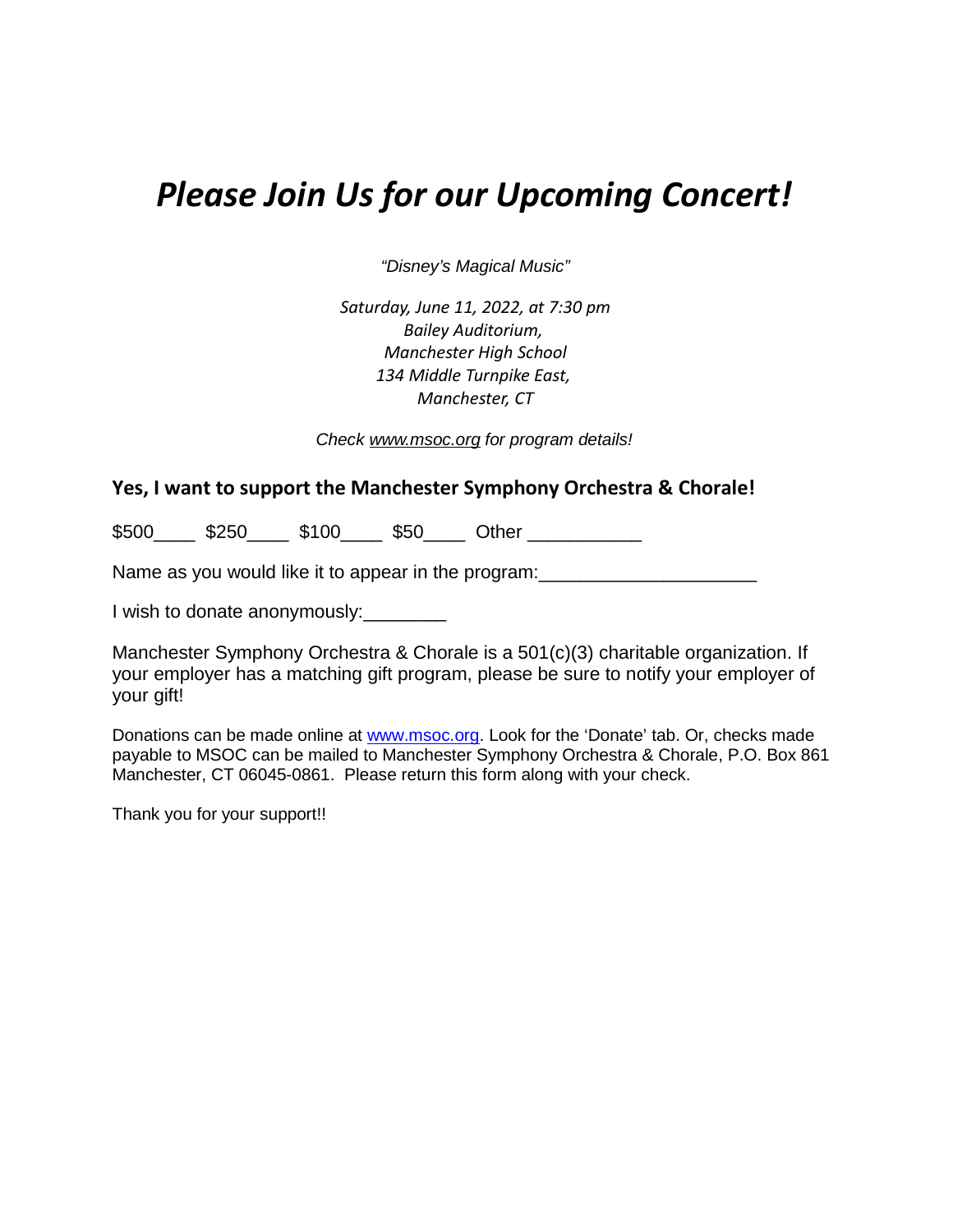# *Please Join Us for our Upcoming Concert!*

*"Disney's Magical Music"*

*Saturday, June 11, 2022, at 7:30 pm*
*Bailey Auditorium,*
*Manchester High School*
*134 Middle Turnpike East,*
*Manchester, CT*

*Check www.msoc.org for program details!*

### Yes, I want to support the Manchester Symphony Orchestra & Chorale!

$500____ $250____ $100____ $50____ Other ___________

Name as you would like it to appear in the program:_____________________

I wish to donate anonymously:________

Manchester Symphony Orchestra & Chorale is a 501(c)(3) charitable organization. If your employer has a matching gift program, please be sure to notify your employer of your gift!

Donations can be made online at www.msoc.org. Look for the 'Donate' tab. Or, checks made payable to MSOC can be mailed to Manchester Symphony Orchestra & Chorale, P.O. Box 861 Manchester, CT 06045-0861. Please return this form along with your check.

Thank you for your support!!